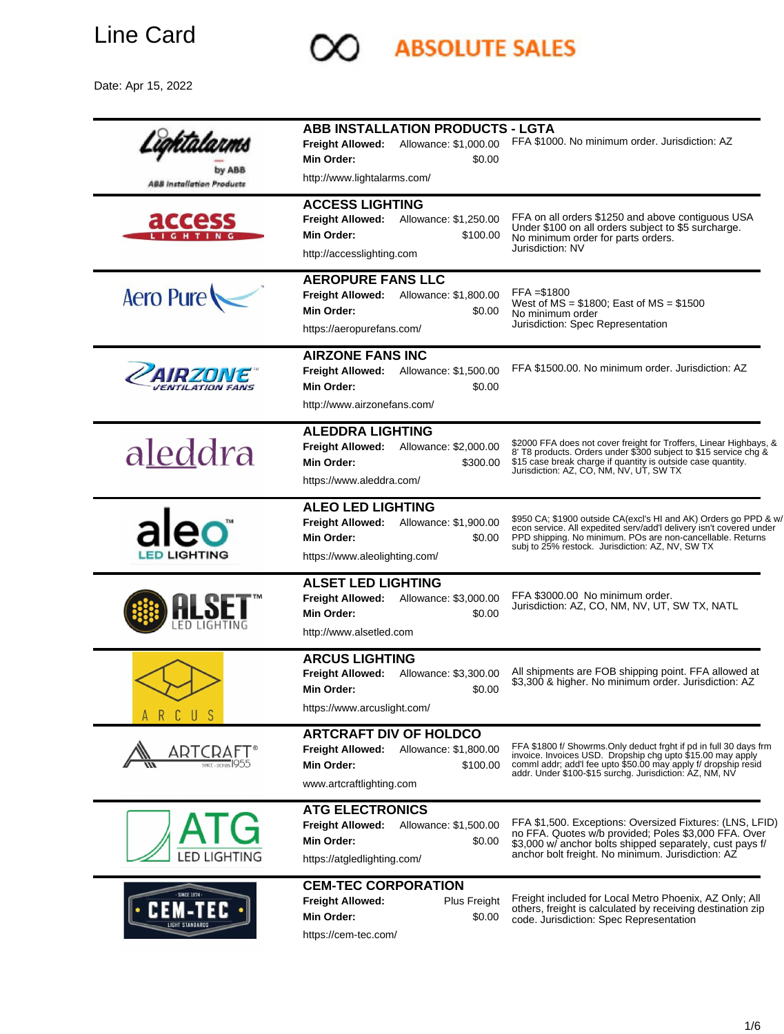# Line Card

ABSOLUTE SALES

Date: Apr 15, 2022

## ABB INSTALLATION PRODUCTS - LGTA

**Freight Allowed:** Allowance: $1,000.00
**Min Order:** $0.00
http://www.lightalarms.com/

FFA $1000. No minimum order. Jurisdiction: AZ

## ACCESS LIGHTING

**Freight Allowed:** Allowance: $1,250.00
**Min Order:** $100.00
http://accesslighting.com

FFA on all orders $1250 and above contiguous USA Under $100 on all orders subject to $5 surcharge. No minimum order for parts orders. Jurisdiction: NV

## AEROPURE FANS LLC

**Freight Allowed:** Allowance: $1,800.00
**Min Order:** $0.00
https://aeropurefans.com/

FFA =$1800
West of MS = $1800; East of MS = $1500
No minimum order
Jurisdiction: Spec Representation

## AIRZONE FANS INC

**Freight Allowed:** Allowance: $1,500.00
**Min Order:** $0.00
http://www.airzonefans.com/

FFA $1500.00. No minimum order. Jurisdiction: AZ

## ALEDDRA LIGHTING

**Freight Allowed:** Allowance: $2,000.00
**Min Order:** $300.00
https://www.aleddra.com/

$2000 FFA does not cover freight for Troffers, Linear Highbays, & 8' T8 products. Orders under $300 subject to $15 service chg & $15 case break charge if quantity is outside case quantity. Jurisdiction: AZ, CO, NM, NV, UT, SW TX

## ALEO LED LIGHTING

**Freight Allowed:** Allowance: $1,900.00
**Min Order:** $0.00
https://www.aleolighting.com/

$950 CA; $1900 outside CA(excl's HI and AK) Orders go PPD & w/ econ service. All expedited serv/add'l delivery isn't covered under PPD shipping. No minimum. POs are non-cancellable. Returns subj to 25% restock. Jurisdiction: AZ, NV, SW TX

## ALSET LED LIGHTING

**Freight Allowed:** Allowance: $3,000.00
**Min Order:** $0.00
http://www.alsetled.com

FFA $3000.00 No minimum order.
Jurisdiction: AZ, CO, NM, NV, UT, SW TX, NATL

## ARCUS LIGHTING

**Freight Allowed:** Allowance: $3,300.00
**Min Order:** $0.00
https://www.arcuslight.com/

All shipments are FOB shipping point. FFA allowed at $3,300 & higher. No minimum order. Jurisdiction: AZ

## ARTCRAFT DIV OF HOLDCO

**Freight Allowed:** Allowance: $1,800.00
**Min Order:** $100.00
www.artcraftlighting.com

FFA $1800 f/ Showrms.Only deduct frght if pd in full 30 days frm invoice. Invoices USD. Dropship chg upto $15.00 may apply comml addr; add'l fee upto $50.00 may apply f/ dropship resid addr. Under $100-$15 surchg. Jurisdiction: AZ, NM, NV

## ATG ELECTRONICS

**Freight Allowed:** Allowance: $1,500.00
**Min Order:** $0.00
https://atgledlighting.com/

FFA $1,500. Exceptions: Oversized Fixtures: (LNS, LFID) no FFA. Quotes w/b provided; Poles $3,000 FFA. Over $3,000 w/ anchor bolts shipped separately, cust pays f/ anchor bolt freight. No minimum. Jurisdiction: AZ

## CEM-TEC CORPORATION

**Freight Allowed:** Plus Freight
**Min Order:** $0.00
https://cem-tec.com/

Freight included for Local Metro Phoenix, AZ Only; All others, freight is calculated by receiving destination zip code. Jurisdiction: Spec Representation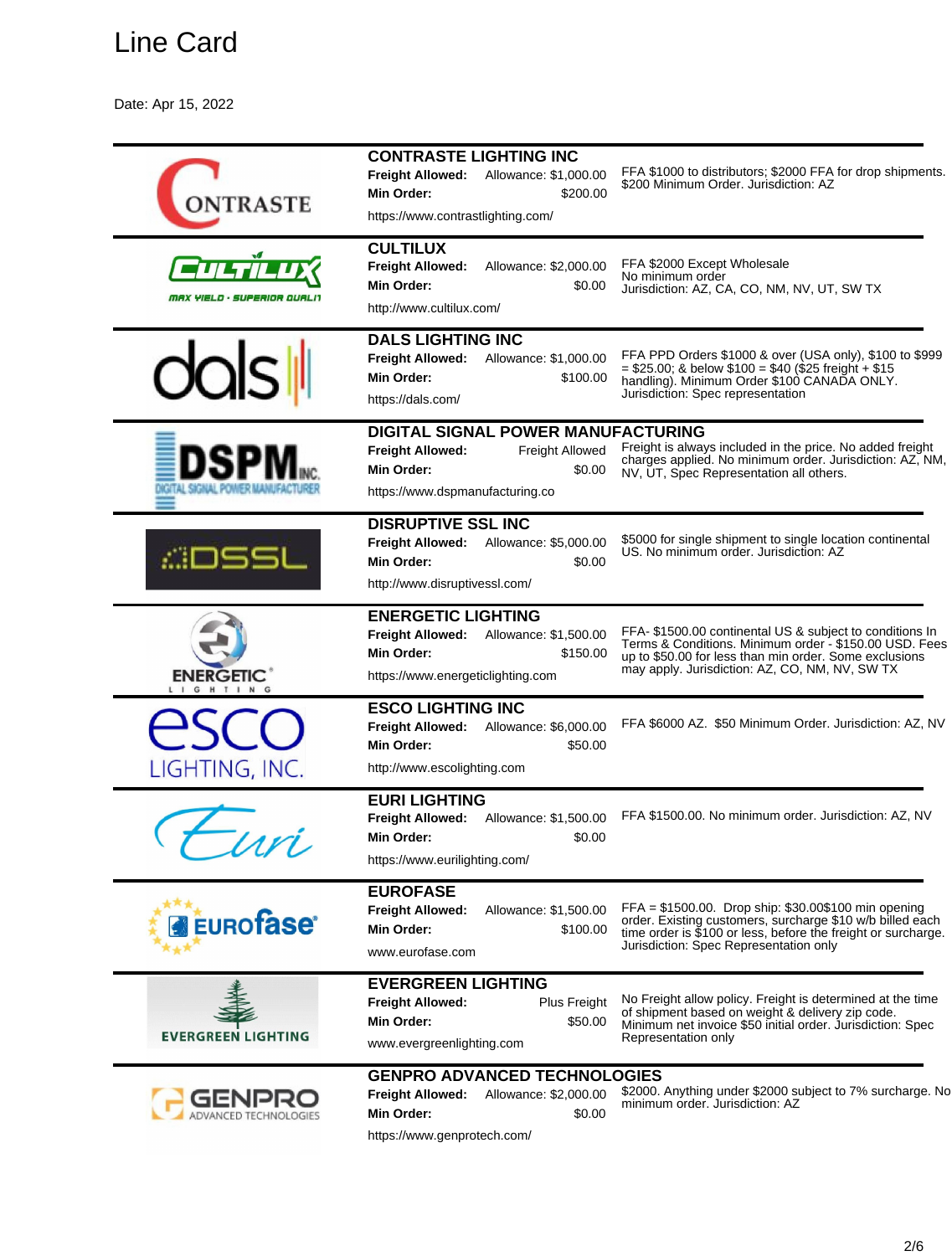# Line Card

Date: Apr 15, 2022

### CONTRASTE LIGHTING INC

**Freight Allowed:** Allowance: $1,000.00
**Min Order:** $200.00

https://www.contrastlighting.com/

FFA $1000 to distributors; $2000 FFA for drop shipments. $200 Minimum Order. Jurisdiction: AZ

### CULTILUX

**Freight Allowed:** Allowance: $2,000.00
**Min Order:** $0.00

http://www.cultilux.com/

FFA $2000 Except Wholesale
No minimum order
Jurisdiction: AZ, CA, CO, NM, NV, UT, SW TX

### DALS LIGHTING INC

**Freight Allowed:** Allowance: $1,000.00
**Min Order:** $100.00

https://dals.com/

FFA PPD Orders $1000 & over (USA only), $100 to $999 = $25.00; & below $100 = $40 ($25 freight + $15 handling). Minimum Order $100 CANADA ONLY. Jurisdiction: Spec representation

### DIGITAL SIGNAL POWER MANUFACTURING

**Freight Allowed:** Freight Allowed
**Min Order:** $0.00

https://www.dspmanufacturing.co

Freight is always included in the price. No added freight charges applied. No minimum order. Jurisdiction: AZ, NM, NV, UT, Spec Representation all others.

### DISRUPTIVE SSL INC

**Freight Allowed:** Allowance: $5,000.00
**Min Order:** $0.00

http://www.disruptivessl.com/

$5000 for single shipment to single location continental US. No minimum order. Jurisdiction: AZ

### ENERGETIC LIGHTING

**Freight Allowed:** Allowance: $1,500.00
**Min Order:** $150.00

https://www.energeticlighting.com

FFA- $1500.00 continental US & subject to conditions In Terms & Conditions. Minimum order - $150.00 USD. Fees up to $50.00 for less than min order. Some exclusions may apply. Jurisdiction: AZ, CO, NM, NV, SW TX

### ESCO LIGHTING INC

**Freight Allowed:** Allowance: $6,000.00
**Min Order:** $50.00

http://www.escolighting.com

FFA $6000 AZ. $50 Minimum Order. Jurisdiction: AZ, NV

### EURI LIGHTING

**Freight Allowed:** Allowance: $1,500.00
**Min Order:** $0.00

https://www.eurilighting.com/

FFA $1500.00. No minimum order. Jurisdiction: AZ, NV

### EUROFASE

**Freight Allowed:** Allowance: $1,500.00
**Min Order:** $100.00

www.eurofase.com

FFA = $1500.00. Drop ship: $30.00$100 min opening order. Existing customers, surcharge $10 w/b billed each time order is $100 or less, before the freight or surcharge. Jurisdiction: Spec Representation only

### EVERGREEN LIGHTING

**Freight Allowed:** Plus Freight
**Min Order:** $50.00

www.evergreenlighting.com

No Freight allow policy. Freight is determined at the time of shipment based on weight & delivery zip code. Minimum net invoice $50 initial order. Jurisdiction: Spec Representation only

### GENPRO ADVANCED TECHNOLOGIES

**Freight Allowed:** Allowance: $2,000.00
**Min Order:** $0.00

https://www.genprotech.com/

$2000. Anything under $2000 subject to 7% surcharge. No minimum order. Jurisdiction: AZ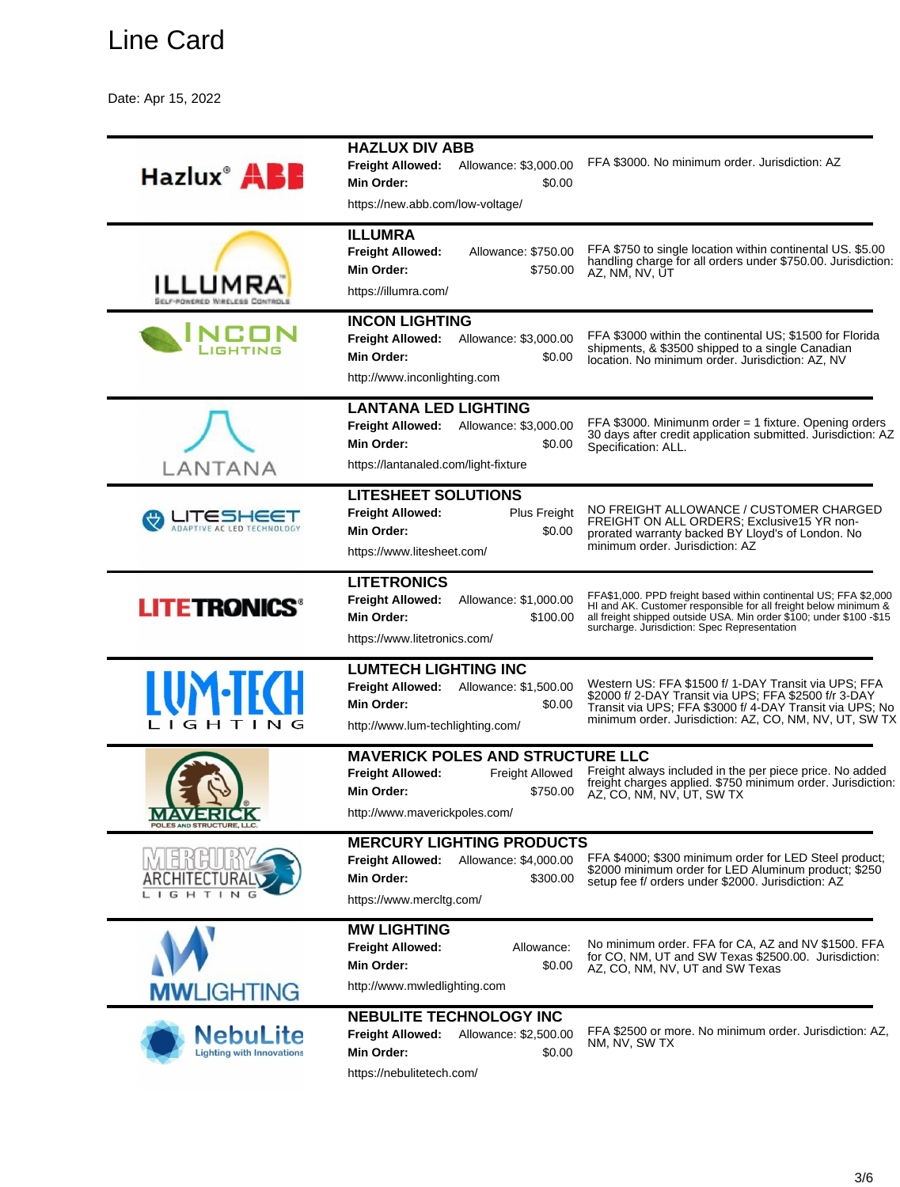# Line Card

Date: Apr 15, 2022

### HAZLUX DIV ABB

**Freight Allowed:** Allowance: $3,000.00
**Min Order:** $0.00

https://new.abb.com/low-voltage/

FFA $3000. No minimum order. Jurisdiction: AZ

### ILLUMRA

**Freight Allowed:** Allowance: $750.00
**Min Order:** $750.00

https://illumra.com/

FFA $750 to single location within continental US. $5.00 handling charge for all orders under $750.00. Jurisdiction: AZ, NM, NV, UT

### INCON LIGHTING

**Freight Allowed:** Allowance: $3,000.00
**Min Order:** $0.00

http://www.inconlighting.com

FFA $3000 within the continental US; $1500 for Florida shipments, & $3500 shipped to a single Canadian location. No minimum order. Jurisdiction: AZ, NV

### LANTANA LED LIGHTING

**Freight Allowed:** Allowance: $3,000.00
**Min Order:** $0.00

https://lantanaled.com/light-fixture

FFA $3000. Minimunm order = 1 fixture. Opening orders 30 days after credit application submitted. Jurisdiction: AZ Specification: ALL.

### LITESHEET SOLUTIONS

**Freight Allowed:** Plus Freight
**Min Order:** $0.00

https://www.litesheet.com/

NO FREIGHT ALLOWANCE / CUSTOMER CHARGED FREIGHT ON ALL ORDERS; Exclusive15 YR non-prorated warranty backed BY Lloyd's of London. No minimum order. Jurisdiction: AZ

### LITETRONICS

**Freight Allowed:** Allowance: $1,000.00
**Min Order:** $100.00

https://www.litetronics.com/

FFA$1,000. PPD freight based within continental US; FFA $2,000 HI and AK. Customer responsible for all freight below minimum & all freight shipped outside USA. Min order $100; under $100 -$15 surcharge. Jurisdiction: Spec Representation

### LUMTECH LIGHTING INC

**Freight Allowed:** Allowance: $1,500.00
**Min Order:** $0.00

http://www.lum-techlighting.com/

Western US: FFA $1500 f/ 1-DAY Transit via UPS; FFA $2000 f/ 2-DAY Transit via UPS; FFA $2500 f/r 3-DAY Transit via UPS; FFA $3000 f/ 4-DAY Transit via UPS; No minimum order. Jurisdiction: AZ, CO, NM, NV, UT, SW TX

### MAVERICK POLES AND STRUCTURE LLC

**Freight Allowed:** Freight Allowed
**Min Order:** $750.00

http://www.maverickpoles.com/

Freight always included in the per piece price. No added freight charges applied. $750 minimum order. Jurisdiction: AZ, CO, NM, NV, UT, SW TX

### MERCURY LIGHTING PRODUCTS

**Freight Allowed:** Allowance: $4,000.00
**Min Order:** $300.00

https://www.mercltg.com/

FFA $4000; $300 minimum order for LED Steel product; $2000 minimum order for LED Aluminum product; $250 setup fee f/ orders under $2000. Jurisdiction: AZ

### MW LIGHTING

**Freight Allowed:** Allowance:
**Min Order:** $0.00

http://www.mwledlighting.com

No minimum order. FFA for CA, AZ and NV $1500. FFA for CO, NM, UT and SW Texas $2500.00. Jurisdiction: AZ, CO, NM, NV, UT and SW Texas

### NEBULITE TECHNOLOGY INC

**Freight Allowed:** Allowance: $2,500.00
**Min Order:** $0.00

https://nebulitetech.com/

FFA $2500 or more. No minimum order. Jurisdiction: AZ, NM, NV, SW TX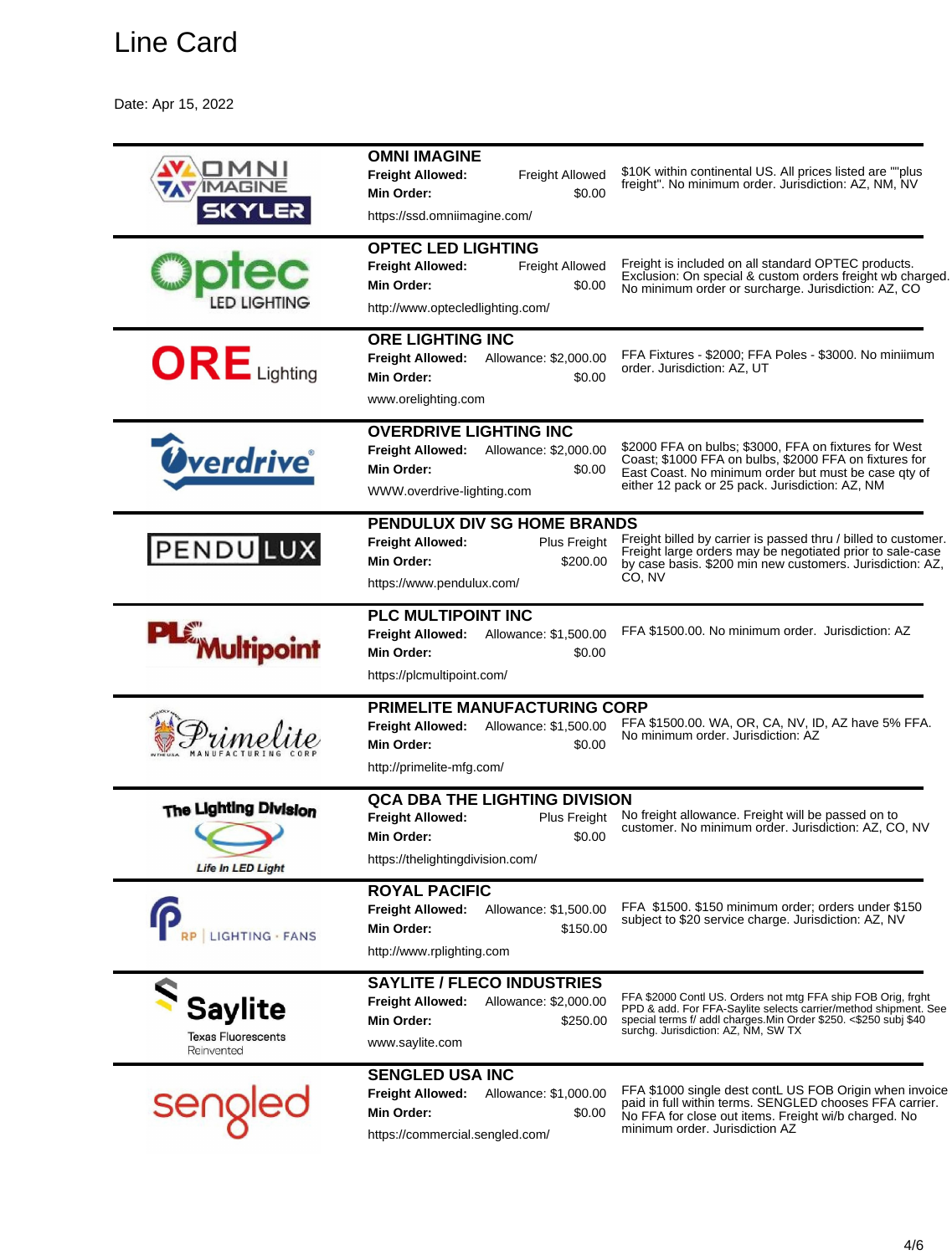# Line Card

Date: Apr 15, 2022

| Logo | Company | Terms |
|---|---|---|
| OMNI IMAGINE SKYLER | **OMNI IMAGINE**<br>**Freight Allowed:** Freight Allowed<br>**Min Order:** $0.00<br>https://ssd.omniimagine.com/ | $10K within continental US. All prices listed are ""plus freight". No minimum order. Jurisdiction: AZ, NM, NV |
| Optec LED LIGHTING | **OPTEC LED LIGHTING**<br>**Freight Allowed:** Freight Allowed<br>**Min Order:** $0.00<br>http://www.optecledlighting.com/ | Freight is included on all standard OPTEC products. Exclusion: On special & custom orders freight wb charged. No minimum order or surcharge. Jurisdiction: AZ, CO |
| ORE Lighting | **ORE LIGHTING INC**<br>**Freight Allowed:** Allowance: $2,000.00<br>**Min Order:** $0.00<br>www.orelighting.com | FFA Fixtures - $2000; FFA Poles - $3000. No miniimum order. Jurisdiction: AZ, UT |
| Overdrive | **OVERDRIVE LIGHTING INC**<br>**Freight Allowed:** Allowance: $2,000.00<br>**Min Order:** $0.00<br>WWW.overdrive-lighting.com | $2000 FFA on bulbs; $3000, FFA on fixtures for West Coast; $1000 FFA on bulbs, $2000 FFA on fixtures for East Coast. No minimum order but must be case qty of either 12 pack or 25 pack. Jurisdiction: AZ, NM |
| PENDULUX | **PENDULUX DIV SG HOME BRANDS**<br>**Freight Allowed:** Plus Freight<br>**Min Order:** $200.00<br>https://www.pendulux.com/ | Freight billed by carrier is passed thru / billed to customer. Freight large orders may be negotiated prior to sale-case by case basis. $200 min new customers. Jurisdiction: AZ, CO, NV |
| PLC Multipoint | **PLC MULTIPOINT INC**<br>**Freight Allowed:** Allowance: $1,500.00<br>**Min Order:** $0.00<br>https://plcmultipoint.com/ | FFA $1500.00. No minimum order. Jurisdiction: AZ |
| Primelite Manufacturing Corp | **PRIMELITE MANUFACTURING CORP**<br>**Freight Allowed:** Allowance: $1,500.00<br>**Min Order:** $0.00<br>http://primelite-mfg.com/ | FFA $1500.00. WA, OR, CA, NV, ID, AZ have 5% FFA. No minimum order. Jurisdiction: AZ |
| The Lighting Division – Life In LED Light | **QCA DBA THE LIGHTING DIVISION**<br>**Freight Allowed:** Plus Freight<br>**Min Order:** $0.00<br>https://thelightingdivision.com/ | No freight allowance. Freight will be passed on to customer. No minimum order. Jurisdiction: AZ, CO, NV |
| RP Lighting · Fans | **ROYAL PACIFIC**<br>**Freight Allowed:** Allowance: $1,500.00<br>**Min Order:** $150.00<br>http://www.rplighting.com | FFA $1500. $150 minimum order; orders under $150 subject to $20 service charge. Jurisdiction: AZ, NV |
| Saylite Texas Fluorescents Reinvented | **SAYLITE / FLECO INDUSTRIES**<br>**Freight Allowed:** Allowance: $2,000.00<br>**Min Order:** $250.00<br>www.saylite.com | FFA $2000 Contl US. Orders not mtg FFA ship FOB Orig, frght PPD & add. For FFA-Saylite selects carrier/method shipment. See special terms f/ addl charges.Min Order $250. <$250 subj $40 surchg. Jurisdiction: AZ, NM, SW TX |
| sengled | **SENGLED USA INC**<br>**Freight Allowed:** Allowance: $1,000.00<br>**Min Order:** $0.00<br>https://commercial.sengled.com/ | FFA $1000 single dest contL US FOB Origin when invoice paid in full within terms. SENGLED chooses FFA carrier. No FFA for close out items. Freight wi/b charged. No minimum order. Jurisdiction AZ |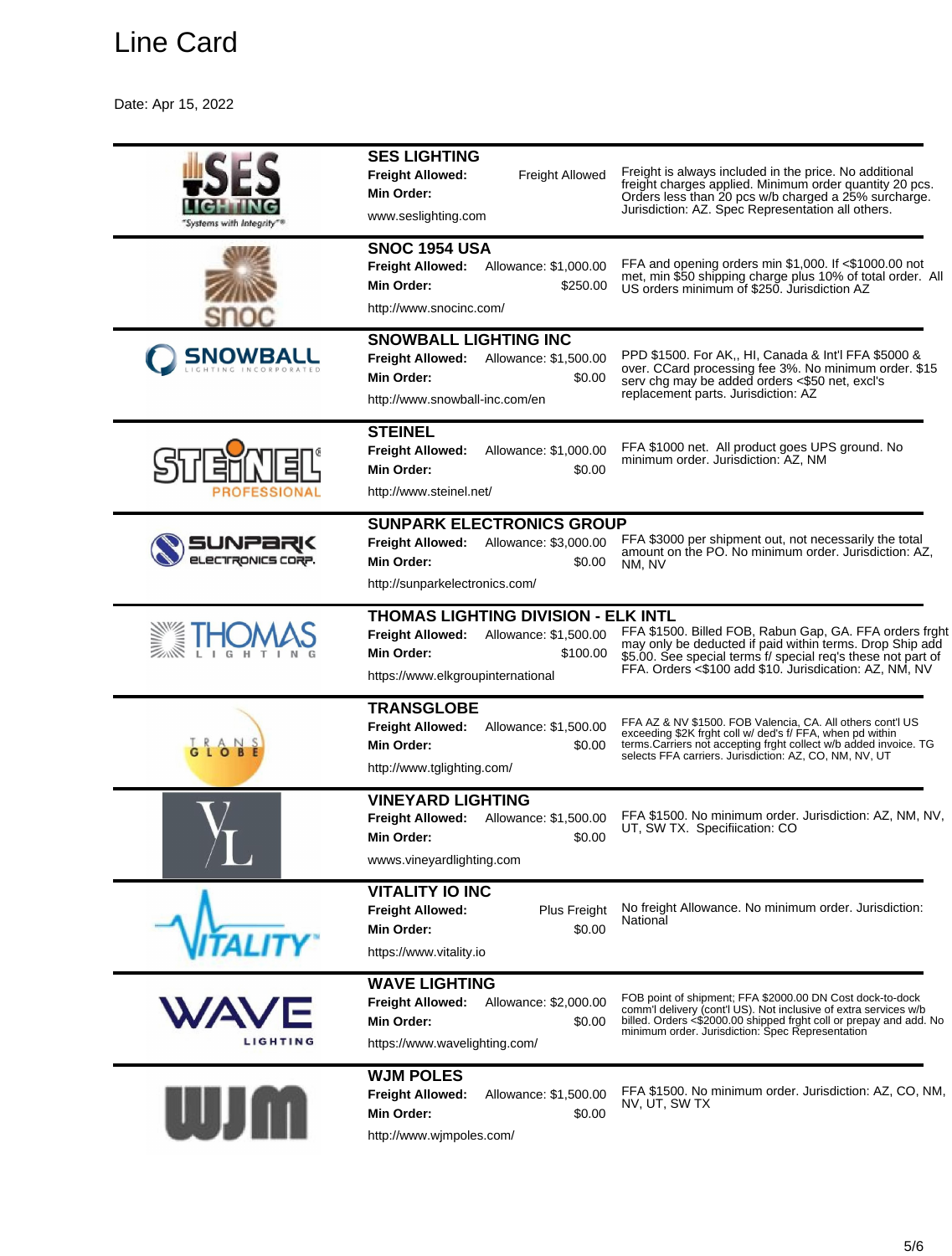# Line Card

Date: Apr 15, 2022

## SES LIGHTING

**Freight Allowed:** Freight Allowed
**Min Order:**

www.seslighting.com

Freight is always included in the price. No additional freight charges applied. Minimum order quantity 20 pcs. Orders less than 20 pcs w/b charged a 25% surcharge. Jurisdiction: AZ. Spec Representation all others.

## SNOC 1954 USA

**Freight Allowed:** Allowance: $1,000.00
**Min Order:** $250.00

http://www.snocinc.com/

FFA and opening orders min $1,000. If <$1000.00 not met, min $50 shipping charge plus 10% of total order. All US orders minimum of $250. Jurisdiction AZ

## SNOWBALL LIGHTING INC

**Freight Allowed:** Allowance: $1,500.00
**Min Order:** $0.00

http://www.snowball-inc.com/en

PPD $1500. For AK,, HI, Canada & Int'l FFA $5000 & over. CCard processing fee 3%. No minimum order. $15 serv chg may be added orders <$50 net, excl's replacement parts. Jurisdiction: AZ

## STEINEL

**Freight Allowed:** Allowance: $1,000.00
**Min Order:** $0.00

http://www.steinel.net/

FFA $1000 net. All product goes UPS ground. No minimum order. Jurisdiction: AZ, NM

## SUNPARK ELECTRONICS GROUP

**Freight Allowed:** Allowance: $3,000.00
**Min Order:** $0.00

http://sunparkelectronics.com/

FFA $3000 per shipment out, not necessarily the total amount on the PO. No minimum order. Jurisdiction: AZ, NM, NV

## THOMAS LIGHTING DIVISION - ELK INTL

**Freight Allowed:** Allowance: $1,500.00
**Min Order:** $100.00

https://www.elkgroupinternational

FFA $1500. Billed FOB, Rabun Gap, GA. FFA orders frght may only be deducted if paid within terms. Drop Ship add $5.00. See special terms f/ special req's these not part of FFA. Orders <$100 add $10. Jurisdiction: AZ, NM, NV

## TRANSGLOBE

**Freight Allowed:** Allowance: $1,500.00
**Min Order:** $0.00

http://www.tglighting.com/

FFA AZ & NV $1500. FOB Valencia, CA. All others cont'l US exceeding $2K frght coll w/ ded's f/ FFA, when pd within terms.Carriers not accepting frght collect w/b added invoice. TG selects FFA carriers. Jurisdiction: AZ, CO, NM, NV, UT

## VINEYARD LIGHTING

**Freight Allowed:** Allowance: $1,500.00
**Min Order:** $0.00

wwws.vineyardlighting.com

FFA $1500. No minimum order. Jurisdiction: AZ, NM, NV, UT, SW TX. Specifiication: CO

## VITALITY IO INC

**Freight Allowed:** Plus Freight
**Min Order:** $0.00

https://www.vitality.io

No freight Allowance. No minimum order. Jurisdiction: National

## WAVE LIGHTING

**Freight Allowed:** Allowance: $2,000.00
**Min Order:** $0.00

https://www.wavelighting.com/

FOB point of shipment; FFA $2000.00 DN Cost dock-to-dock comm'l delivery (cont'l US). Not inclusive of extra services w/b billed. Orders <$2000.00 shipped frght coll or prepay and add. No minimum order. Jurisdiction: Spec Representation

## WJM POLES

**Freight Allowed:** Allowance: $1,500.00
**Min Order:** $0.00

http://www.wjmpoles.com/

FFA $1500. No minimum order. Jurisdiction: AZ, CO, NM, NV, UT, SW TX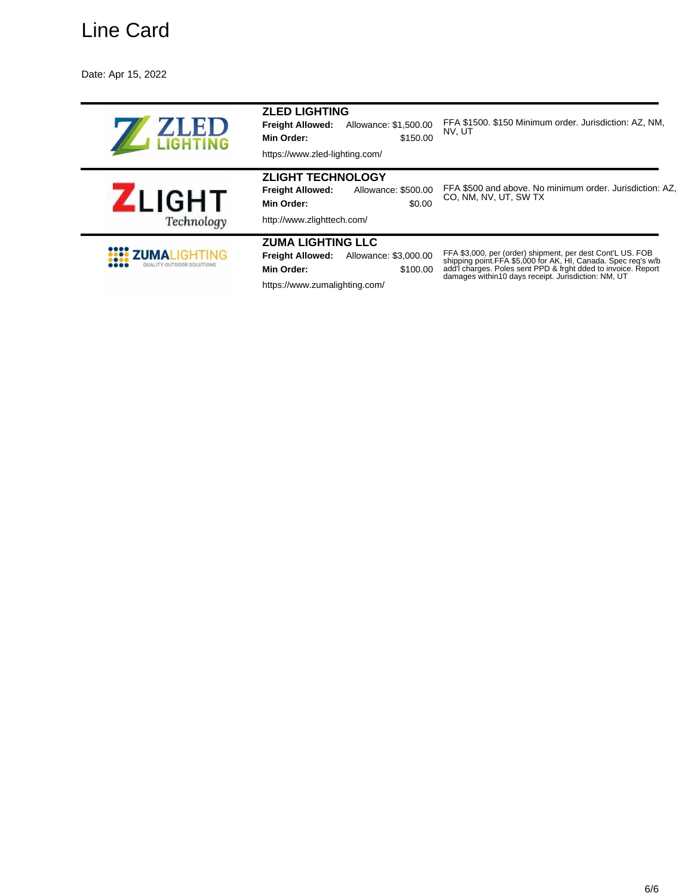# Line Card

Date: Apr 15, 2022

## ZLED LIGHTING

**Freight Allowed:** Allowance: $1,500.00

**Min Order:** $150.00

https://www.zled-lighting.com/

FFA $1500. $150 Minimum order. Jurisdiction: AZ, NM, NV, UT

## ZLIGHT TECHNOLOGY

**Freight Allowed:** Allowance: $500.00

**Min Order:** $0.00

http://www.zlighttech.com/

FFA $500 and above. No minimum order. Jurisdiction: AZ, CO, NM, NV, UT, SW TX

## ZUMA LIGHTING LLC

**Freight Allowed:** Allowance: $3,000.00

**Min Order:** $100.00

https://www.zumalighting.com/

FFA $3,000, per (order) shipment, per dest Cont'L US. FOB shipping point.FFA $5,000 for AK, HI, Canada. Spec req's w/b add'l charges. Poles sent PPD & frght dded to invoice. Report damages within10 days receipt. Jurisdiction: NM, UT